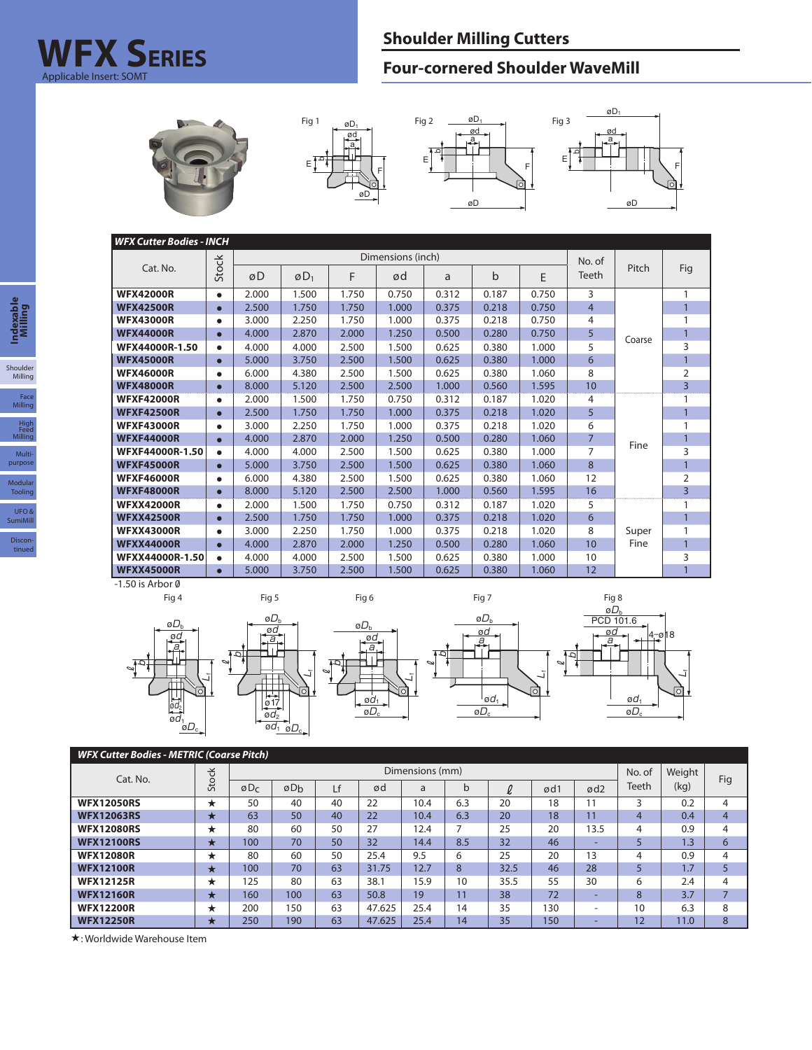# WFX Series

Applicable Insert: SOMT

## Shoulder Milling Cutters

## Four-cornered Shoulder WaveMill

Fig 1 Fig 2 Fig 3

### WFX Cutter Bodies - INCH

| Cat. No. | Stock | Dimensions (inch) | | | | | | | No. of Teeth | Pitch | Fig |
|---|---|---|---|---|---|---|---|---|---|---|---|
| | | øD | øD1 | F | ød | a | b | E | | | |
| **WFX42000R** | ● | 2.000 | 1.500 | 1.750 | 0.750 | 0.312 | 0.187 | 0.750 | 3 | Coarse | 1 |
| **WFX42500R** | ● | 2.500 | 1.750 | 1.750 | 1.000 | 0.375 | 0.218 | 0.750 | 4 | Coarse | 1 |
| **WFX43000R** | ● | 3.000 | 2.250 | 1.750 | 1.000 | 0.375 | 0.218 | 0.750 | 4 | Coarse | 1 |
| **WFX44000R** | ● | 4.000 | 2.870 | 2.000 | 1.250 | 0.500 | 0.280 | 0.750 | 5 | Coarse | 1 |
| **WFX44000R-1.50** | ● | 4.000 | 4.000 | 2.500 | 1.500 | 0.625 | 0.380 | 1.000 | 5 | Coarse | 3 |
| **WFX45000R** | ● | 5.000 | 3.750 | 2.500 | 1.500 | 0.625 | 0.380 | 1.000 | 6 | Coarse | 1 |
| **WFX46000R** | ● | 6.000 | 4.380 | 2.500 | 1.500 | 0.625 | 0.380 | 1.060 | 8 | Coarse | 2 |
| **WFX48000R** | ● | 8.000 | 5.120 | 2.500 | 2.500 | 1.000 | 0.560 | 1.595 | 10 | Coarse | 3 |
| **WFXF42000R** | ● | 2.000 | 1.500 | 1.750 | 0.750 | 0.312 | 0.187 | 1.020 | 4 | Fine | 1 |
| **WFXF42500R** | ● | 2.500 | 1.750 | 1.750 | 1.000 | 0.375 | 0.218 | 1.020 | 5 | Fine | 1 |
| **WFXF43000R** | ● | 3.000 | 2.250 | 1.750 | 1.000 | 0.375 | 0.218 | 1.020 | 6 | Fine | 1 |
| **WFXF44000R** | ● | 4.000 | 2.870 | 2.000 | 1.250 | 0.500 | 0.280 | 1.060 | 7 | Fine | 1 |
| **WFXF44000R-1.50** | ● | 4.000 | 4.000 | 2.500 | 1.500 | 0.625 | 0.380 | 1.000 | 7 | Fine | 3 |
| **WFXF45000R** | ● | 5.000 | 3.750 | 2.500 | 1.500 | 0.625 | 0.380 | 1.060 | 8 | Fine | 1 |
| **WFXF46000R** | ● | 6.000 | 4.380 | 2.500 | 1.500 | 0.625 | 0.380 | 1.060 | 12 | Fine | 2 |
| **WFXF48000R** | ● | 8.000 | 5.120 | 2.500 | 2.500 | 1.000 | 0.560 | 1.595 | 16 | Fine | 3 |
| **WFXX42000R** | ● | 2.000 | 1.500 | 1.750 | 0.750 | 0.312 | 0.187 | 1.020 | 5 | Super Fine | 1 |
| **WFXX42500R** | ● | 2.500 | 1.750 | 1.750 | 1.000 | 0.375 | 0.218 | 1.020 | 6 | Super Fine | 1 |
| **WFXX43000R** | ● | 3.000 | 2.250 | 1.750 | 1.000 | 0.375 | 0.218 | 1.020 | 8 | Super Fine | 1 |
| **WFXX44000R** | ● | 4.000 | 2.870 | 2.000 | 1.250 | 0.500 | 0.280 | 1.060 | 10 | Super Fine | 1 |
| **WFXX44000R-1.50** | ● | 4.000 | 4.000 | 2.500 | 1.500 | 0.625 | 0.380 | 1.000 | 10 | Super Fine | 3 |
| **WFXX45000R** | ● | 5.000 | 3.750 | 2.500 | 1.500 | 0.625 | 0.380 | 1.060 | 12 | Super Fine | 1 |

-1.50 is Arbor Ø

Fig 4 Fig 5 Fig 6 Fig 7 Fig 8

### WFX Cutter Bodies - METRIC (Coarse Pitch)

| Cat. No. | Stock | Dimensions (mm) | | | | | | | | No. of Teeth | Weight (kg) | Fig |
|---|---|---|---|---|---|---|---|---|---|---|---|---|
| | | øDc | øDb | Lf | ød | a | b | ℓ | ød1 | ød2 | | | |
| **WFX12050RS** | ★ | 50 | 40 | 40 | 22 | 10.4 | 6.3 | 20 | 18 | 11 | 3 | 0.2 | 4 |
| **WFX12063RS** | ★ | 63 | 50 | 40 | 22 | 10.4 | 6.3 | 20 | 18 | 11 | 4 | 0.4 | 4 |
| **WFX12080RS** | ★ | 80 | 60 | 50 | 27 | 12.4 | 7 | 25 | 20 | 13.5 | 4 | 0.9 | 4 |
| **WFX12100RS** | ★ | 100 | 70 | 50 | 32 | 14.4 | 8.5 | 32 | 46 | - | 5 | 1.3 | 6 |
| **WFX12080R** | ★ | 80 | 60 | 50 | 25.4 | 9.5 | 6 | 25 | 20 | 13 | 4 | 0.9 | 4 |
| **WFX12100R** | ★ | 100 | 70 | 63 | 31.75 | 12.7 | 8 | 32.5 | 46 | 28 | 5 | 1.7 | 5 |
| **WFX12125R** | ★ | 125 | 80 | 63 | 38.1 | 15.9 | 10 | 35.5 | 55 | 30 | 6 | 2.4 | 4 |
| **WFX12160R** | ★ | 160 | 100 | 63 | 50.8 | 19 | 11 | 38 | 72 | - | 8 | 3.7 | 7 |
| **WFX12200R** | ★ | 200 | 150 | 63 | 47.625 | 25.4 | 14 | 35 | 130 | - | 10 | 6.3 | 8 |
| **WFX12250R** | ★ | 250 | 190 | 63 | 47.625 | 25.4 | 14 | 35 | 150 | - | 12 | 11.0 | 8 |

★: Worldwide Warehouse Item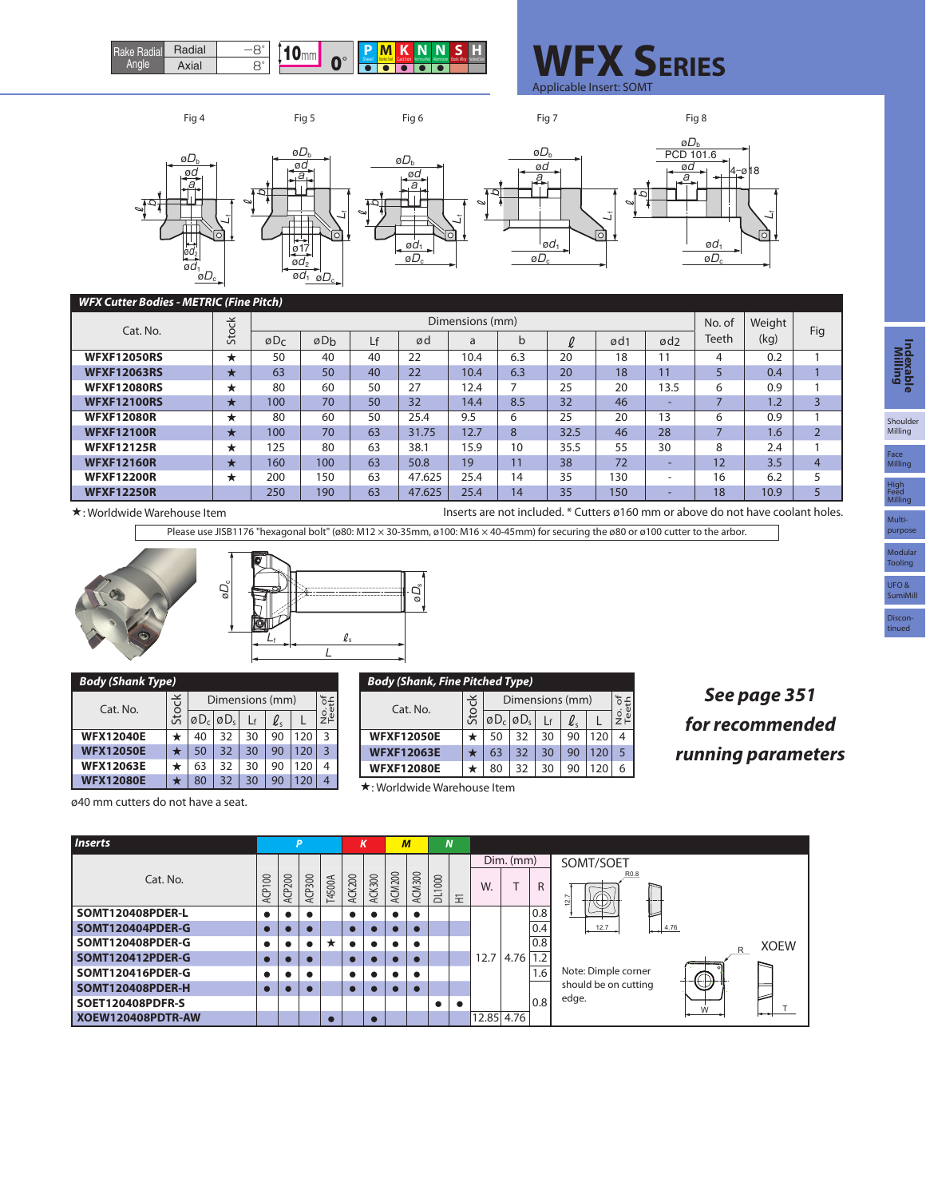| Rake Angle | Radial | −8° |
|---|---|---|
| | Axial | 8° |

10mm 0°

P M K N N S H

# WFX Series

Applicable Insert: SOMT

Fig 4 Fig 5 Fig 6 Fig 7 Fig 8

### WFX Cutter Bodies - METRIC (Fine Pitch)

| Cat. No. | Stock | Dimensions (mm) | | | | | | | | | No. of Teeth | Weight (kg) | Fig |
|---|---|---|---|---|---|---|---|---|---|---|---|---|---|
| | | øDc | øDb | Lf | ød | a | b | ℓ | ød1 | ød2 | | | |
| WFXF12050RS | ★ | 50 | 40 | 40 | 22 | 10.4 | 6.3 | 20 | 18 | 11 | 4 | 0.2 | 1 |
| WFXF12063RS | ★ | 63 | 50 | 40 | 22 | 10.4 | 6.3 | 20 | 18 | 11 | 5 | 0.4 | 1 |
| WFXF12080RS | ★ | 80 | 60 | 50 | 27 | 12.4 | 7 | 25 | 20 | 13.5 | 6 | 0.9 | 1 |
| WFXF12100RS | ★ | 100 | 70 | 50 | 32 | 14.4 | 8.5 | 32 | 46 | - | 7 | 1.2 | 3 |
| WFXF12080R | ★ | 80 | 60 | 50 | 25.4 | 9.5 | 6 | 25 | 20 | 13 | 6 | 0.9 | 1 |
| WFXF12100R | ★ | 100 | 70 | 63 | 31.75 | 12.7 | 8 | 32.5 | 46 | 28 | 7 | 1.6 | 2 |
| WFXF12125R | ★ | 125 | 80 | 63 | 38.1 | 15.9 | 10 | 35.5 | 55 | 30 | 8 | 2.4 | 1 |
| WFXF12160R | ★ | 160 | 100 | 63 | 50.8 | 19 | 11 | 38 | 72 | - | 12 | 3.5 | 4 |
| WFXF12200R | ★ | 200 | 150 | 63 | 47.625 | 25.4 | 14 | 35 | 130 | - | 16 | 6.2 | 5 |
| WFXF12250R | | 250 | 190 | 63 | 47.625 | 25.4 | 14 | 35 | 150 | - | 18 | 10.9 | 5 |

★: Worldwide Warehouse Item

Inserts are not included. * Cutters ø160 mm or above do not have coolant holes.

Please use JISB1176 "hexagonal bolt" (ø80: M12 × 30-35mm, ø100: M16 × 40-45mm) for securing the ø80 or ø100 cutter to the arbor.

### Body (Shank Type)

| Cat. No. | Stock | øDc | øDs | Lf | ℓs | L | No. of Teeth |
|---|---|---|---|---|---|---|---|
| WFX12040E | ★ | 40 | 32 | 30 | 90 | 120 | 3 |
| WFX12050E | ★ | 50 | 32 | 30 | 90 | 120 | 3 |
| WFX12063E | ★ | 63 | 32 | 30 | 90 | 120 | 4 |
| WFX12080E | ★ | 80 | 32 | 30 | 90 | 120 | 4 |

ø40 mm cutters do not have a seat.

### Body (Shank, Fine Pitched Type)

| Cat. No. | Stock | øDc | øDs | Lf | ℓs | L | No. of Teeth |
|---|---|---|---|---|---|---|---|
| WFXF12050E | ★ | 50 | 32 | 30 | 90 | 120 | 4 |
| WFXF12063E | ★ | 63 | 32 | 30 | 90 | 120 | 5 |
| WFXF12080E | ★ | 80 | 32 | 30 | 90 | 120 | 6 |

★: Worldwide Warehouse Item

***See page 351 for recommended running parameters***

### Inserts

| Cat. No. | P: ACP100 | P: ACP200 | P: ACP300 | P: T4500A | K: ACK200 | K: ACK300 | M: ACM200 | M: ACM300 | N: DL1000 | N: H1 | W. | T | R |
|---|---|---|---|---|---|---|---|---|---|---|---|---|---|
| SOMT120408PDER-L | ● | ● | ● | | ● | ● | ● | ● | | | 12.7 | 4.76 | 0.8 |
| SOMT120404PDER-G | ● | ● | ● | | ● | ● | ● | ● | | | 12.7 | 4.76 | 0.4 |
| SOMT120408PDER-G | ● | ● | ● | ★ | ● | ● | ● | ● | | | 12.7 | 4.76 | 0.8 |
| SOMT120412PDER-G | ● | ● | ● | | ● | ● | ● | ● | | | 12.7 | 4.76 | 1.2 |
| SOMT120416PDER-G | ● | ● | ● | | ● | ● | ● | ● | | | 12.7 | 4.76 | 1.6 |
| SOMT120408PDER-H | ● | ● | ● | | ● | ● | ● | ● | | | 12.7 | 4.76 | 0.8 |
| SOET120408PDFR-S | | | | | | | | | ● | ● | 12.7 | 4.76 | 0.8 |
| XOEW120408PDTR-AW | | | | ● | | ● | | | | | 12.85 | 4.76 | 0.8 |

SOMT/SOET

XOEW

Note: Dimple corner should be on cutting edge.